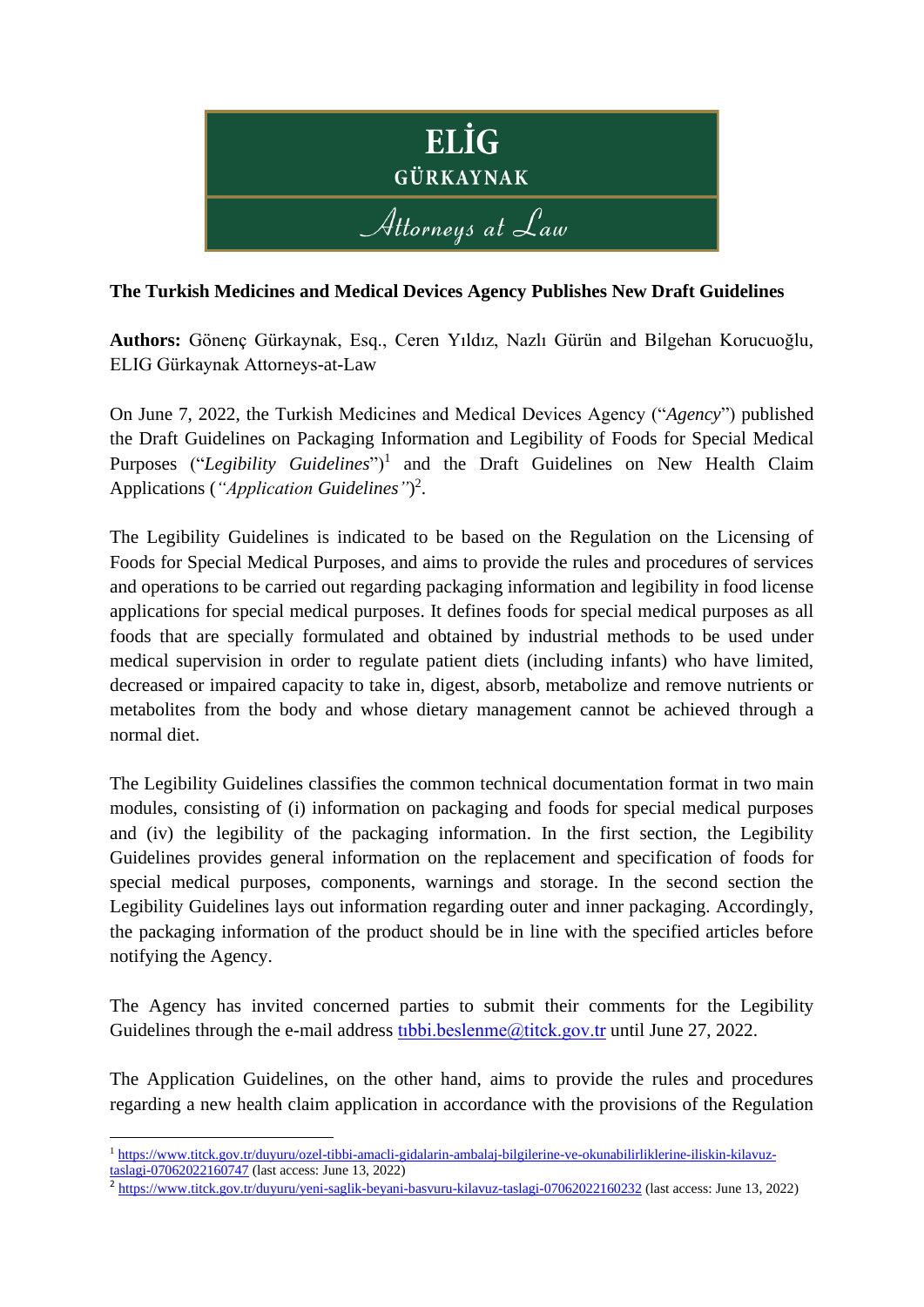**ELİG GÜRKAYNAK Attorneys at Law**

**The Turkish Medicines and Medical Devices Agency Publishes New Draft Guidelines**

**Authors:** Gönenç Gürkaynak, Esq., Ceren Yıldız, Nazlı Gürün and Bilgehan Korucuoğlu, ELIG Gürkaynak Attorneys-at-Law

On June 7, 2022, the Turkish Medicines and Medical Devices Agency ("*Agency*") published the Draft Guidelines on Packaging Information and Legibility of Foods for Special Medical Purposes ("*Legibility Guidelines*")[1] and the Draft Guidelines on New Health Claim Applications (*"Application Guidelines"*)[2].

The Legibility Guidelines is indicated to be based on the Regulation on the Licensing of Foods for Special Medical Purposes, and aims to provide the rules and procedures of services and operations to be carried out regarding packaging information and legibility in food license applications for special medical purposes. It defines foods for special medical purposes as all foods that are specially formulated and obtained by industrial methods to be used under medical supervision in order to regulate patient diets (including infants) who have limited, decreased or impaired capacity to take in, digest, absorb, metabolize and remove nutrients or metabolites from the body and whose dietary management cannot be achieved through a normal diet.

The Legibility Guidelines classifies the common technical documentation format in two main modules, consisting of (i) information on packaging and foods for special medical purposes and (iv) the legibility of the packaging information. In the first section, the Legibility Guidelines provides general information on the replacement and specification of foods for special medical purposes, components, warnings and storage. In the second section the Legibility Guidelines lays out information regarding outer and inner packaging. Accordingly, the packaging information of the product should be in line with the specified articles before notifying the Agency.

The Agency has invited concerned parties to submit their comments for the Legibility Guidelines through the e-mail address tıbbi.beslenme@titck.gov.tr until June 27, 2022.

The Application Guidelines, on the other hand, aims to provide the rules and procedures regarding a new health claim application in accordance with the provisions of the Regulation

---

[1] https://www.titck.gov.tr/duyuru/ozel-tibbi-amacli-gidalarin-ambalaj-bilgilerine-ve-okunabilirliklerine-iliskin-kilavuz-taslagi-07062022160747 (last access: June 13, 2022)

[2] https://www.titck.gov.tr/duyuru/yeni-saglik-beyani-basvuru-kilavuz-taslagi-07062022160232 (last access: June 13, 2022)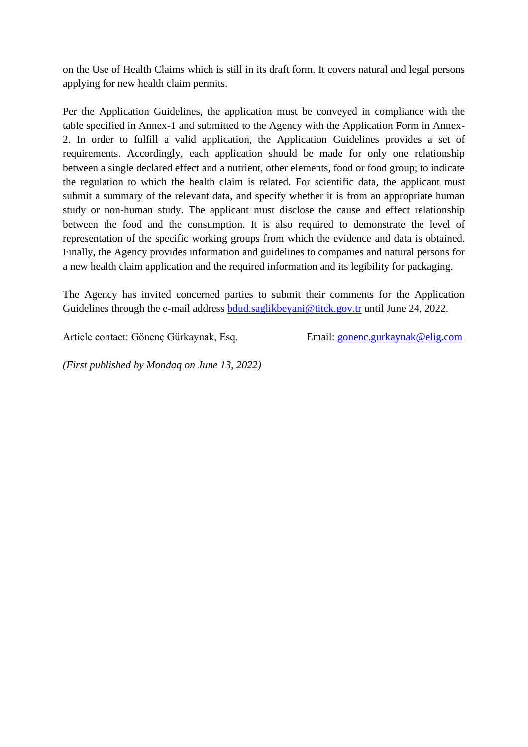on the Use of Health Claims which is still in its draft form. It covers natural and legal persons applying for new health claim permits.

Per the Application Guidelines, the application must be conveyed in compliance with the table specified in Annex-1 and submitted to the Agency with the Application Form in Annex-2. In order to fulfill a valid application, the Application Guidelines provides a set of requirements. Accordingly, each application should be made for only one relationship between a single declared effect and a nutrient, other elements, food or food group; to indicate the regulation to which the health claim is related. For scientific data, the applicant must submit a summary of the relevant data, and specify whether it is from an appropriate human study or non-human study. The applicant must disclose the cause and effect relationship between the food and the consumption. It is also required to demonstrate the level of representation of the specific working groups from which the evidence and data is obtained. Finally, the Agency provides information and guidelines to companies and natural persons for a new health claim application and the required information and its legibility for packaging.

The Agency has invited concerned parties to submit their comments for the Application Guidelines through the e-mail address [bdud.saglikbeyani@titck.gov.tr](mailto:bdud.saglikbeyani@titck.gov.tr) until June 24, 2022.

Article contact: Gönenç Gürkaynak, Esq. Email: [gonenc.gurkaynak@elig.com](mailto:gonenc.gurkaynak@elig.com)

*(First published by Mondaq on June 13, 2022)*